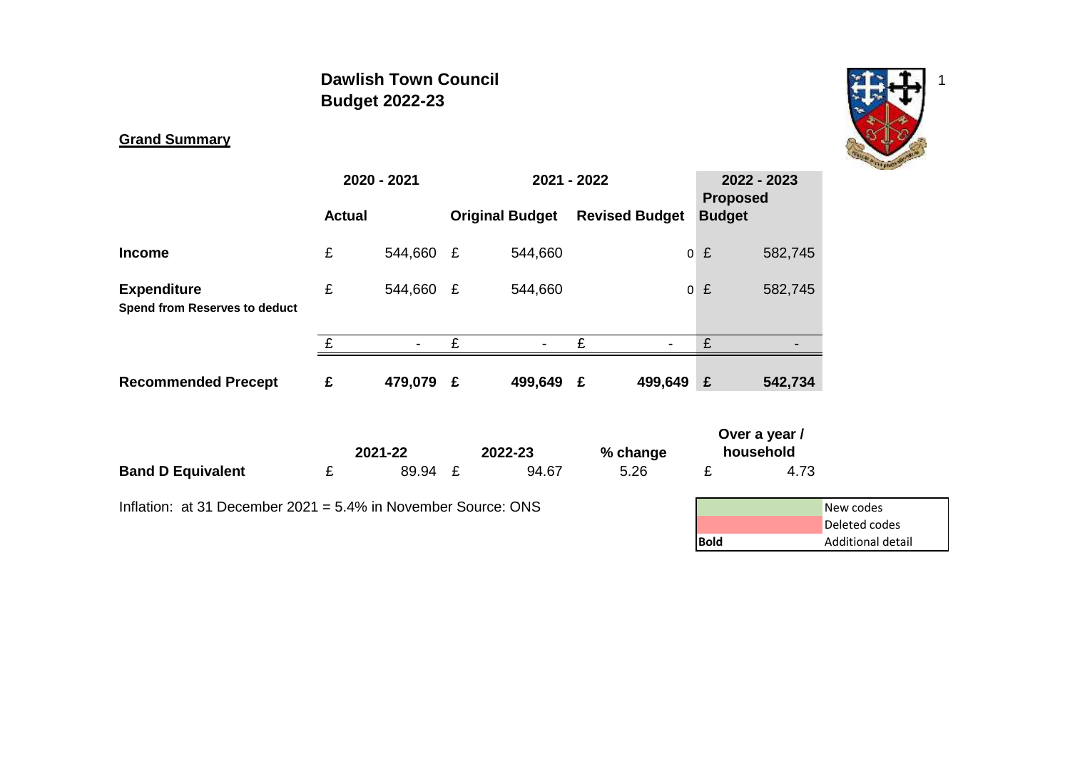# Dawlish Town Council
## Budget 2022-23

**Grand Summary**

| | 2020 - 2021 | 2021 - 2022 | | 2022 - 2023 |
|---|---|---|---|---|
| | Actual | Original Budget | Revised Budget | Proposed Budget |
| **Income** | £ 544,660 | £ 544,660 | 0 | £ 582,745 |
| **Expenditure** | £ 544,660 | £ 544,660 | 0 | £ 582,745 |
| **Spend from Reserves to deduct** | | | | |
| | £ - | £ - | £ - | £ - |
| **Recommended Precept** | **£ 479,079** | **£ 499,649** | **£ 499,649** | **£ 542,734** |

| | 2021-22 | 2022-23 | % change | Over a year / household |
|---|---|---|---|---|
| **Band D Equivalent** | £ 89.94 | £ 94.67 | 5.26 | £ 4.73 |

Inflation: at 31 December 2021 = 5.4% in November Source: ONS

| | |
|---|---|
| | New codes |
| | Deleted codes |
| **Bold** | Additional detail |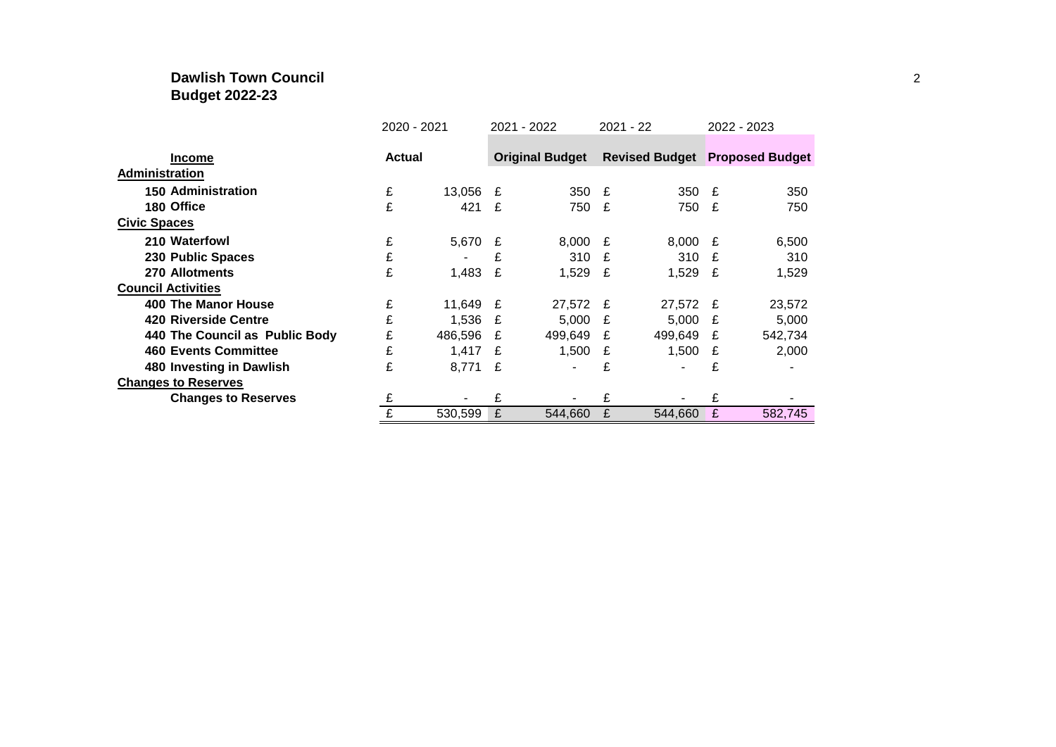# Dawlish Town Council
## Budget 2022-23

| | 2020 - 2021 | 2021 - 2022 | 2021 - 22 | 2022 - 2023 |
|---|---|---|---|---|
| **Income** | **Actual** | **Original Budget** | **Revised Budget** | **Proposed Budget** |
| **Administration** | | | | |
| **150 Administration** | £ 13,056 | £ 350 | £ 350 | £ 350 |
| **180 Office** | £ 421 | £ 750 | £ 750 | £ 750 |
| **Civic Spaces** | | | | |
| **210 Waterfowl** | £ 5,670 | £ 8,000 | £ 8,000 | £ 6,500 |
| **230 Public Spaces** | £ - | £ 310 | £ 310 | £ 310 |
| **270 Allotments** | £ 1,483 | £ 1,529 | £ 1,529 | £ 1,529 |
| **Council Activities** | | | | |
| **400 The Manor House** | £ 11,649 | £ 27,572 | £ 27,572 | £ 23,572 |
| **420 Riverside Centre** | £ 1,536 | £ 5,000 | £ 5,000 | £ 5,000 |
| **440 The Council as Public Body** | £ 486,596 | £ 499,649 | £ 499,649 | £ 542,734 |
| **460 Events Committee** | £ 1,417 | £ 1,500 | £ 1,500 | £ 2,000 |
| **480 Investing in Dawlish** | £ 8,771 | £ - | £ - | £ - |
| **Changes to Reserves** | | | | |
| **Changes to Reserves** | £ - | £ - | £ - | £ - |
| | £ 530,599 | £ 544,660 | £ 544,660 | £ 582,745 |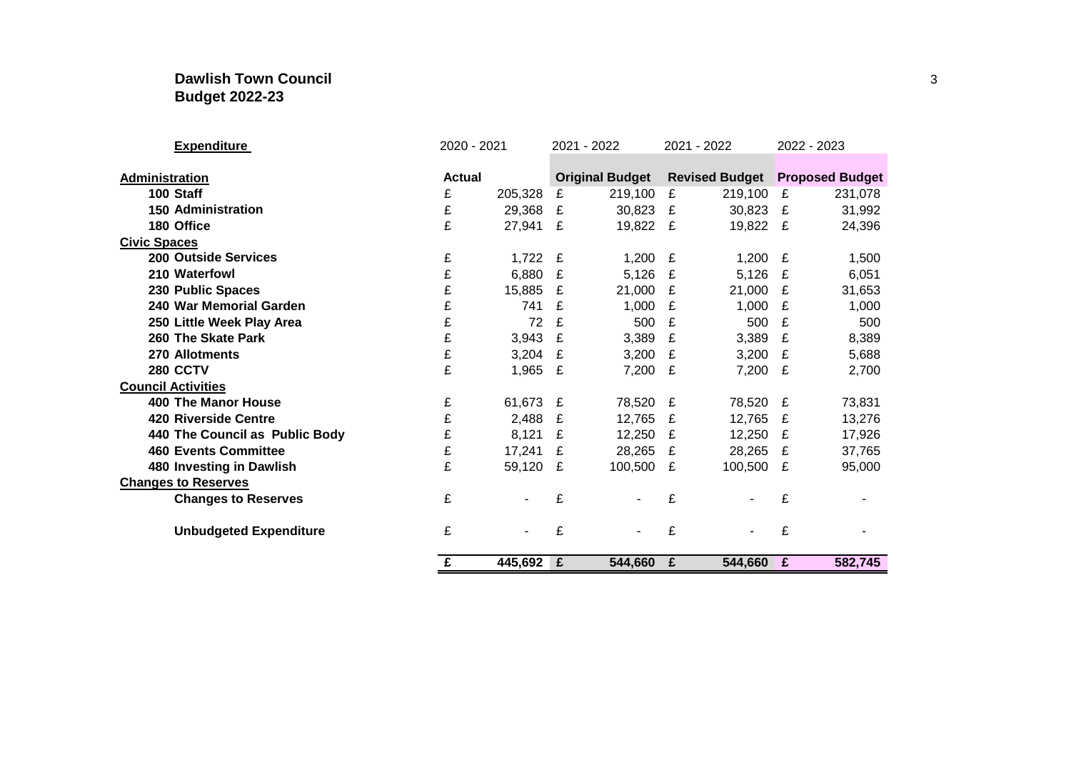**Dawlish Town Council**
**Budget 2022-23**

| Expenditure | 2020 - 2021 | 2021 - 2022 | 2021 - 2022 | 2022 - 2023 |
|---|---|---|---|---|
| **Administration** | **Actual** | **Original Budget** | **Revised Budget** | **Proposed Budget** |
| **100 Staff** | £ 205,328 | £ 219,100 | £ 219,100 | £ 231,078 |
| **150 Administration** | £ 29,368 | £ 30,823 | £ 30,823 | £ 31,992 |
| **180 Office** | £ 27,941 | £ 19,822 | £ 19,822 | £ 24,396 |
| **Civic Spaces** | | | | |
| **200 Outside Services** | £ 1,722 | £ 1,200 | £ 1,200 | £ 1,500 |
| **210 Waterfowl** | £ 6,880 | £ 5,126 | £ 5,126 | £ 6,051 |
| **230 Public Spaces** | £ 15,885 | £ 21,000 | £ 21,000 | £ 31,653 |
| **240 War Memorial Garden** | £ 741 | £ 1,000 | £ 1,000 | £ 1,000 |
| **250 Little Week Play Area** | £ 72 | £ 500 | £ 500 | £ 500 |
| **260 The Skate Park** | £ 3,943 | £ 3,389 | £ 3,389 | £ 8,389 |
| **270 Allotments** | £ 3,204 | £ 3,200 | £ 3,200 | £ 5,688 |
| **280 CCTV** | £ 1,965 | £ 7,200 | £ 7,200 | £ 2,700 |
| **Council Activities** | | | | |
| **400 The Manor House** | £ 61,673 | £ 78,520 | £ 78,520 | £ 73,831 |
| **420 Riverside Centre** | £ 2,488 | £ 12,765 | £ 12,765 | £ 13,276 |
| **440 The Council as Public Body** | £ 8,121 | £ 12,250 | £ 12,250 | £ 17,926 |
| **460 Events Committee** | £ 17,241 | £ 28,265 | £ 28,265 | £ 37,765 |
| **480 Investing in Dawlish** | £ 59,120 | £ 100,500 | £ 100,500 | £ 95,000 |
| **Changes to Reserves** | | | | |
| **Changes to Reserves** | £ - | £ - | £ - | £ - |
| **Unbudgeted Expenditure** | £ - | £ - | £ - | £ - |
| | **£ 445,692** | **£ 544,660** | **£ 544,660** | **£ 582,745** |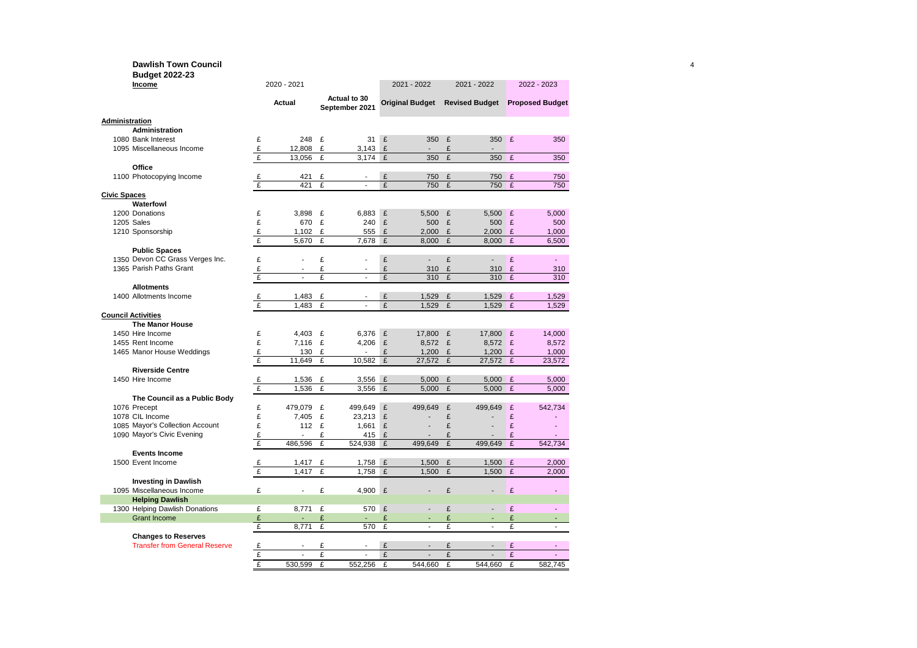# Dawlish Town Council

## Budget 2022-23

| Income | 2020 - 2021 Actual | Actual to 30 September 2021 | 2021 - 2022 Original Budget | 2021 - 2022 Revised Budget | 2022 - 2023 Proposed Budget |
|---|---|---|---|---|---|
| **Administration** | | | | | |
| **Administration** | | | | | |
| 1080 Bank Interest | £ 248 | £ 31 | £ 350 | £ 350 | £ 350 |
| 1095 Miscellaneous Income | £ 12,808 | £ 3,143 | £ - | £ - | |
| | £ 13,056 | £ 3,174 | £ 350 | £ 350 | £ 350 |
| **Office** | | | | | |
| 1100 Photocopying Income | £ 421 | £ - | £ 750 | £ 750 | £ 750 |
| | £ 421 | £ - | £ 750 | £ 750 | £ 750 |
| **Civic Spaces** | | | | | |
| **Waterfowl** | | | | | |
| 1200 Donations | £ 3,898 | £ 6,883 | £ 5,500 | £ 5,500 | £ 5,000 |
| 1205 Sales | £ 670 | £ 240 | £ 500 | £ 500 | £ 500 |
| 1210 Sponsorship | £ 1,102 | £ 555 | £ 2,000 | £ 2,000 | £ 1,000 |
| | £ 5,670 | £ 7,678 | £ 8,000 | £ 8,000 | £ 6,500 |
| **Public Spaces** | | | | | |
| 1350 Devon CC Grass Verges Inc. | £ - | £ - | £ - | £ - | £ - |
| 1365 Parish Paths Grant | £ - | £ - | £ 310 | £ 310 | £ 310 |
| | £ - | £ - | £ 310 | £ 310 | £ 310 |
| **Allotments** | | | | | |
| 1400 Allotments Income | £ 1,483 | £ - | £ 1,529 | £ 1,529 | £ 1,529 |
| | £ 1,483 | £ - | £ 1,529 | £ 1,529 | £ 1,529 |
| **Council Activities** | | | | | |
| **The Manor House** | | | | | |
| 1450 Hire Income | £ 4,403 | £ 6,376 | £ 17,800 | £ 17,800 | £ 14,000 |
| 1455 Rent Income | £ 7,116 | £ 4,206 | £ 8,572 | £ 8,572 | £ 8,572 |
| 1465 Manor House Weddings | £ 130 | £ - | £ 1,200 | £ 1,200 | £ 1,000 |
| | £ 11,649 | £ 10,582 | £ 27,572 | £ 27,572 | £ 23,572 |
| **Riverside Centre** | | | | | |
| 1450 Hire Income | £ 1,536 | £ 3,556 | £ 5,000 | £ 5,000 | £ 5,000 |
| | £ 1,536 | £ 3,556 | £ 5,000 | £ 5,000 | £ 5,000 |
| **The Council as a Public Body** | | | | | |
| 1076 Precept | £ 479,079 | £ 499,649 | £ 499,649 | £ 499,649 | £ 542,734 |
| 1078 CIL Income | £ 7,405 | £ 23,213 | £ - | £ - | £ - |
| 1085 Mayor's Collection Account | £ 112 | £ 1,661 | £ - | £ - | £ - |
| 1090 Mayor's Civic Evening | £ - | £ 415 | £ - | £ - | £ - |
| | £ 486,596 | £ 524,938 | £ 499,649 | £ 499,649 | £ 542,734 |
| **Events Income** | | | | | |
| 1500 Event Income | £ 1,417 | £ 1,758 | £ 1,500 | £ 1,500 | £ 2,000 |
| | £ 1,417 | £ 1,758 | £ 1,500 | £ 1,500 | £ 2,000 |
| **Investing in Dawlish** | | | | | |
| 1095 Miscellaneous Income | £ - | £ 4,900 | £ - | £ - | £ - |
| **Helping Dawlish** | | | | | |
| 1300 Helping Dawlish Donations | £ 8,771 | £ 570 | £ - | £ - | £ - |
| Grant Income | £ - | £ - | £ - | £ - | £ - |
| | £ 8,771 | £ 570 | £ - | £ - | £ - |
| **Changes to Reserves** | | | | | |
| Transfer from General Reserve | £ - | £ - | £ - | £ - | £ - |
| | £ - | £ - | £ - | £ - | £ - |
| | £ 530,599 | £ 552,256 | £ 544,660 | £ 544,660 | £ 582,745 |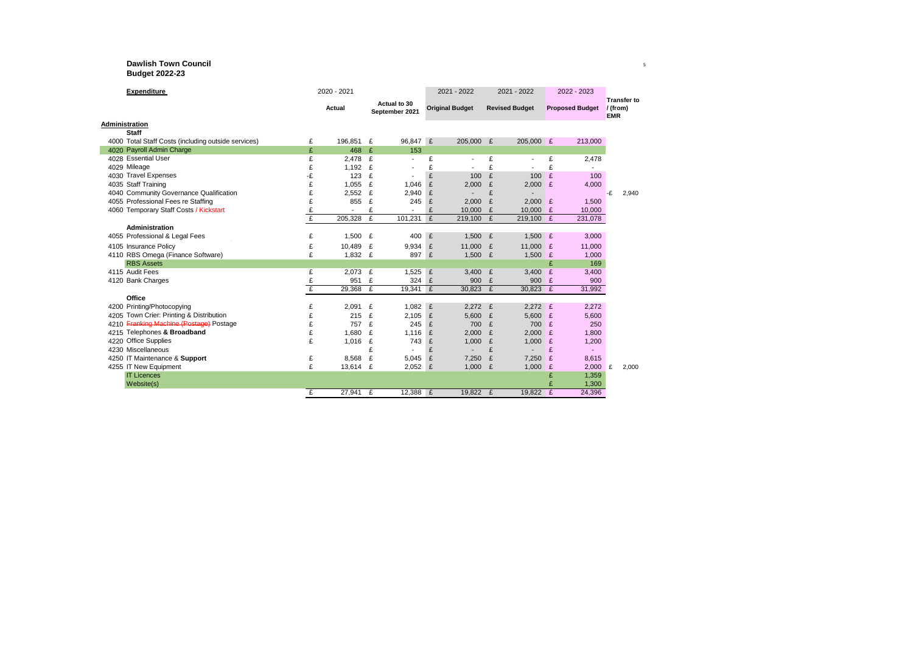**Dawlish Town Council**
**Budget 2022-23**

| Expenditure | 2020 - 2021 Actual | Actual to 30 September 2021 | 2021 - 2022 Original Budget | 2021 - 2022 Revised Budget | 2022 - 2023 Proposed Budget | Transfer to / (from) EMR |
|---|---|---|---|---|---|---|
| **Administration** | | | | | | |
| **Staff** | | | | | | |
| 4000 Total Staff Costs (including outside services) | £ 196,851 | £ 96,847 | £ 205,000 | £ 205,000 | £ 213,000 | |
| 4020 Payroll Admin Charge | £ 468 | £ 153 | | | | |
| 4028 Essential User | £ 2,478 | £ - | £ - | £ - | £ 2,478 | |
| 4029 Mileage | £ 1,192 | £ - | £ - | £ - | £ - | |
| 4030 Travel Expenses | -£ 123 | £ - | £ 100 | £ 100 | £ 100 | |
| 4035 Staff Training | £ 1,055 | £ 1,046 | £ 2,000 | £ 2,000 | £ 4,000 | |
| 4040 Community Governance Qualification | £ 2,552 | £ 2,940 | £ - | £ - | | -£ 2,940 |
| 4055 Professional Fees re Staffing | £ 855 | £ 245 | £ 2,000 | £ 2,000 | £ 1,500 | |
| 4060 Temporary Staff Costs / Kickstart | £ - | £ - | £ 10,000 | £ 10,000 | £ 10,000 | |
| | £ 205,328 | £ 101,231 | £ 219,100 | £ 219,100 | £ 231,078 | |
| **Administration** | | | | | | |
| 4055 Professional & Legal Fees | £ 1,500 | £ 400 | £ 1,500 | £ 1,500 | £ 3,000 | |
| 4105 Insurance Policy | £ 10,489 | £ 9,934 | £ 11,000 | £ 11,000 | £ 11,000 | |
| 4110 RBS Omega (Finance Software) | £ 1,832 | £ 897 | £ 1,500 | £ 1,500 | £ 1,000 | |
| RBS Assets | | | | | £ 169 | |
| 4115 Audit Fees | £ 2,073 | £ 1,525 | £ 3,400 | £ 3,400 | £ 3,400 | |
| 4120 Bank Charges | £ 951 | £ 324 | £ 900 | £ 900 | £ 900 | |
| | £ 29,368 | £ 19,341 | £ 30,823 | £ 30,823 | £ 31,992 | |
| **Office** | | | | | | |
| 4200 Printing/Photocopying | £ 2,091 | £ 1,082 | £ 2,272 | £ 2,272 | £ 2,272 | |
| 4205 Town Crier: Printing & Distribution | £ 215 | £ 2,105 | £ 5,600 | £ 5,600 | £ 5,600 | |
| 4210 ~~Franking Machine (Postage)~~ Postage | £ 757 | £ 245 | £ 700 | £ 700 | £ 250 | |
| 4215 Telephones **& Broadband** | £ 1,680 | £ 1,116 | £ 2,000 | £ 2,000 | £ 1,800 | |
| 4220 Office Supplies | £ 1,016 | £ 743 | £ 1,000 | £ 1,000 | £ 1,200 | |
| 4230 Miscellaneous | | £ - | £ - | £ - | £ - | |
| 4250 IT Maintenance & **Support** | £ 8,568 | £ 5,045 | £ 7,250 | £ 7,250 | £ 8,615 | |
| 4255 IT New Equipment | £ 13,614 | £ 2,052 | £ 1,000 | £ 1,000 | £ 2,000 | £ 2,000 |
| IT Licences | | | | | £ 1,359 | |
| Website(s) | | | | | £ 1,300 | |
| | £ 27,941 | £ 12,388 | £ 19,822 | £ 19,822 | £ 24,396 | |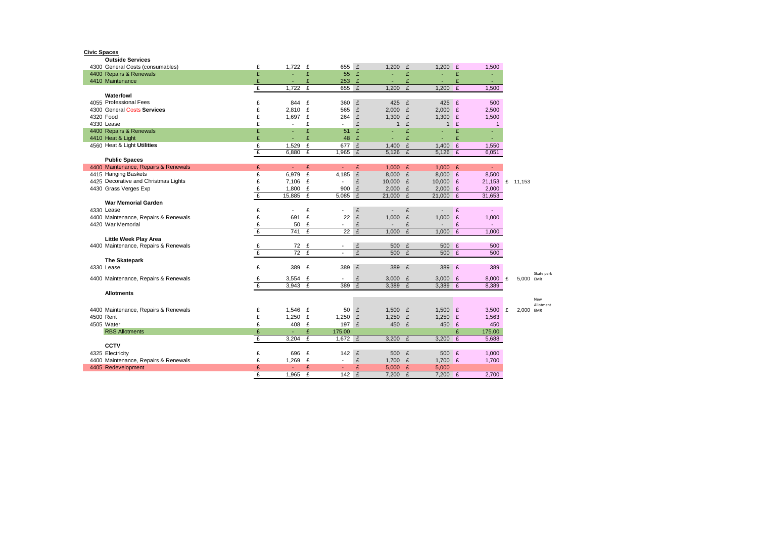**Civic Spaces**

| Code | Item | | | | | | | |
|---|---|---|---|---|---|---|---|---|
| | **Outside Services** | | | | | | | |
| 4300 | General Costs (consumables) | £ 1,722 | £ 655 | £ 1,200 | £ 1,200 | £ 1,500 | | |
| 4400 | Repairs & Renewals | £ - | £ 55 | £ - | £ - | £ - | | |
| 4410 | Maintenance | £ - | £ 253 | £ - | £ - | £ - | | |
| | | £ 1,722 | £ 655 | £ 1,200 | £ 1,200 | £ 1,500 | | |
| | **Waterfowl** | | | | | | | |
| 4055 | Professional Fees | £ 844 | £ 360 | £ 425 | £ 425 | £ 500 | | |
| 4300 | General Costs **Services** | £ 2,810 | £ 565 | £ 2,000 | £ 2,000 | £ 2,500 | | |
| 4320 | Food | £ 1,697 | £ 264 | £ 1,300 | £ 1,300 | £ 1,500 | | |
| 4330 | Lease | £ - | £ - | £ 1 | £ 1 | £ 1 | | |
| 4400 | Repairs & Renewals | £ - | £ 51 | £ - | £ - | £ - | | |
| 4410 | Heat & Light | £ - | £ 48 | £ - | £ - | £ - | | |
| 4560 | Heat & Light **Utilities** | £ 1,529 | £ 677 | £ 1,400 | £ 1,400 | £ 1,550 | | |
| | | £ 6,880 | £ 1,965 | £ 5,126 | £ 5,126 | £ 6,051 | | |
| | **Public Spaces** | | | | | | | |
| 4400 | Maintenance, Repairs & Renewals | £ - | £ - | £ 1,000 | £ 1,000 | £ - | | |
| 4415 | Hanging Baskets | £ 6,979 | £ 4,185 | £ 8,000 | £ 8,000 | £ 8,500 | | |
| 4425 | Decorative and Christmas Lights | £ 7,106 | £ - | £ 10,000 | £ 10,000 | £ 21,153 | £ 11,153 | |
| 4430 | Grass Verges Exp | £ 1,800 | £ 900 | £ 2,000 | £ 2,000 | £ 2,000 | | |
| | | £ 15,885 | £ 5,085 | £ 21,000 | £ 21,000 | £ 31,653 | | |
| | **War Memorial Garden** | | | | | | | |
| 4330 | Lease | £ - | £ - | £ - | £ - | £ - | | |
| 4400 | Maintenance, Repairs & Renewals | £ 691 | £ 22 | £ 1,000 | £ 1,000 | £ 1,000 | | |
| 4420 | War Memorial | £ 50 | £ - | £ - | £ - | £ - | | |
| | | £ 741 | £ 22 | £ 1,000 | £ 1,000 | £ 1,000 | | |
| | **Little Week Play Area** | | | | | | | |
| 4400 | Maintenance, Repairs & Renewals | £ 72 | £ - | £ 500 | £ 500 | £ 500 | | |
| | | £ 72 | £ - | £ 500 | £ 500 | £ 500 | | |
| | **The Skatepark** | | | | | | | |
| 4330 | Lease | £ 389 | £ 389 | £ 389 | £ 389 | £ 389 | | |
| 4400 | Maintenance, Repairs & Renewals | £ 3,554 | £ - | £ 3,000 | £ 3,000 | £ 8,000 | £ 5,000 | Skate park EMR |
| | | £ 3,943 | £ 389 | £ 3,389 | £ 3,389 | £ 8,389 | | |
| | **Allotments** | | | | | | | |
| 4400 | Maintenance, Repairs & Renewals | £ 1,546 | £ 50 | £ 1,500 | £ 1,500 | £ 3,500 | £ 2,000 | New Allotment EMR |
| 4500 | Rent | £ 1,250 | £ 1,250 | £ 1,250 | £ 1,250 | £ 1,563 | | |
| 4505 | Water | £ 408 | £ 197 | £ 450 | £ 450 | £ 450 | | |
| | RBS Allotments | £ - | £ 175.00 | | | £ 175.00 | | |
| | | £ 3,204 | £ 1,672 | £ 3,200 | £ 3,200 | £ 5,688 | | |
| | **CCTV** | | | | | | | |
| 4325 | Electricity | £ 696 | £ 142 | £ 500 | £ 500 | £ 1,000 | | |
| 4400 | Maintenance, Repairs & Renewals | £ 1,269 | £ - | £ 1,700 | £ 1,700 | £ 1,700 | | |
| 4405 | Redevelopment | £ - | £ - | £ 5,000 | £ 5,000 | | | |
| | | £ 1,965 | £ 142 | £ 7,200 | £ 7,200 | £ 2,700 | | |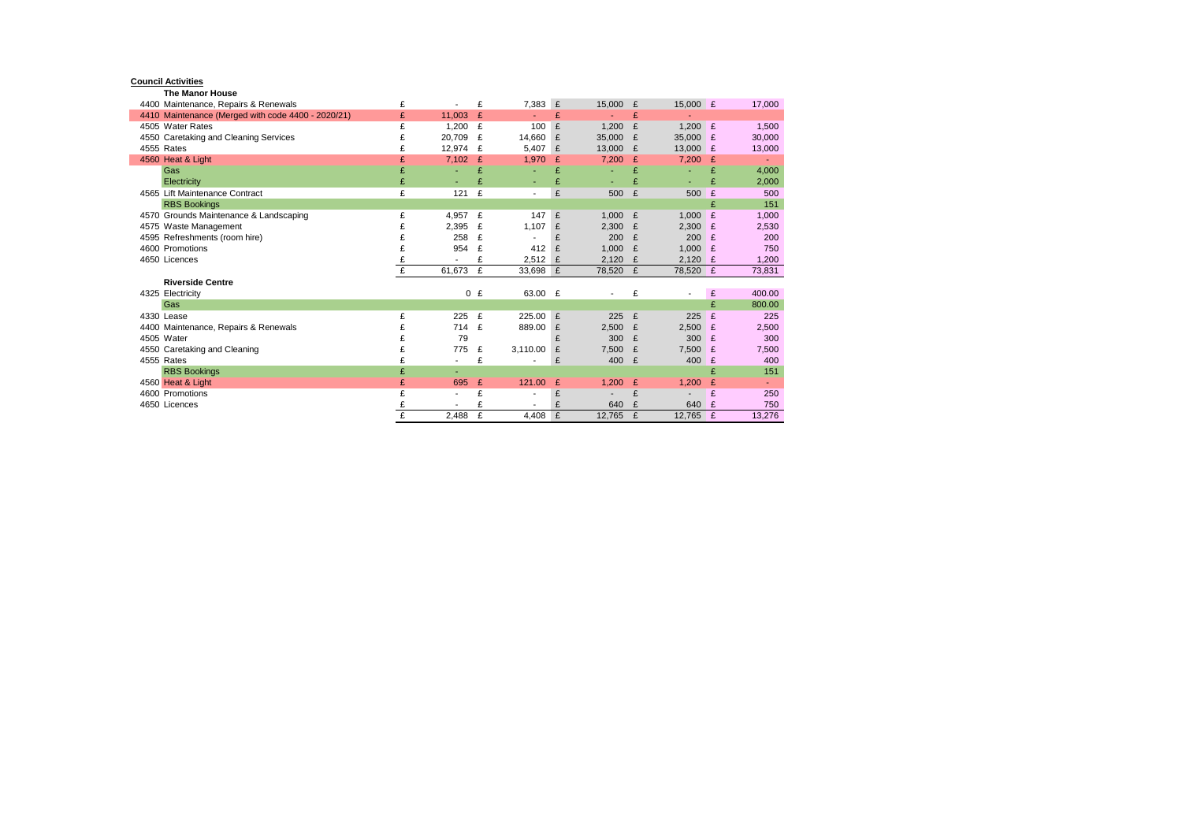**Council Activities**

**The Manor House**

| Code | Item | | | | | | | | | | |
|---|---|---|---|---|---|---|---|---|---|---|---|
| 4400 | Maintenance, Repairs & Renewals | £ | - | £ | 7,383 | £ | 15,000 | £ | 15,000 | £ | 17,000 |
| 4410 | Maintenance (Merged with code 4400 - 2020/21) | £ | 11,003 | £ | - | £ | - | £ | - | | |
| 4505 | Water Rates | £ | 1,200 | £ | 100 | £ | 1,200 | £ | 1,200 | £ | 1,500 |
| 4550 | Caretaking and Cleaning Services | £ | 20,709 | £ | 14,660 | £ | 35,000 | £ | 35,000 | £ | 30,000 |
| 4555 | Rates | £ | 12,974 | £ | 5,407 | £ | 13,000 | £ | 13,000 | £ | 13,000 |
| 4560 | Heat & Light | £ | 7,102 | £ | 1,970 | £ | 7,200 | £ | 7,200 | £ | - |
| | Gas | £ | - | £ | - | £ | - | £ | - | £ | 4,000 |
| | Electricity | £ | - | £ | - | £ | - | £ | - | £ | 2,000 |
| 4565 | Lift Maintenance Contract | £ | 121 | £ | - | £ | 500 | £ | 500 | £ | 500 |
| | RBS Bookings | | | | | | | | | £ | 151 |
| 4570 | Grounds Maintenance & Landscaping | £ | 4,957 | £ | 147 | £ | 1,000 | £ | 1,000 | £ | 1,000 |
| 4575 | Waste Management | £ | 2,395 | £ | 1,107 | £ | 2,300 | £ | 2,300 | £ | 2,530 |
| 4595 | Refreshments (room hire) | £ | 258 | £ | - | £ | 200 | £ | 200 | £ | 200 |
| 4600 | Promotions | £ | 954 | £ | 412 | £ | 1,000 | £ | 1,000 | £ | 750 |
| 4650 | Licences | £ | - | £ | 2,512 | £ | 2,120 | £ | 2,120 | £ | 1,200 |
| | | £ | 61,673 | £ | 33,698 | £ | 78,520 | £ | 78,520 | £ | 73,831 |

**Riverside Centre**

| Code | Item | | | | | | | | | | |
|---|---|---|---|---|---|---|---|---|---|---|---|
| 4325 | Electricity | | 0 | £ | 63.00 | £ | - | £ | - | £ | 400.00 |
| | Gas | | | | | | | | | £ | 800.00 |
| 4330 | Lease | £ | 225 | £ | 225.00 | £ | 225 | £ | 225 | £ | 225 |
| 4400 | Maintenance, Repairs & Renewals | £ | 714 | £ | 889.00 | £ | 2,500 | £ | 2,500 | £ | 2,500 |
| 4505 | Water | £ | 79 | | | £ | 300 | £ | 300 | £ | 300 |
| 4550 | Caretaking and Cleaning | £ | 775 | £ | 3,110.00 | £ | 7,500 | £ | 7,500 | £ | 7,500 |
| 4555 | Rates | £ | - | £ | - | £ | 400 | £ | 400 | £ | 400 |
| | RBS Bookings | £ | - | | | | | | | £ | 151 |
| 4560 | Heat & Light | £ | 695 | £ | 121.00 | £ | 1,200 | £ | 1,200 | £ | - |
| 4600 | Promotions | £ | - | £ | - | £ | - | £ | - | £ | 250 |
| 4650 | Licences | £ | - | £ | - | £ | 640 | £ | 640 | £ | 750 |
| | | £ | 2,488 | £ | 4,408 | £ | 12,765 | £ | 12,765 | £ | 13,276 |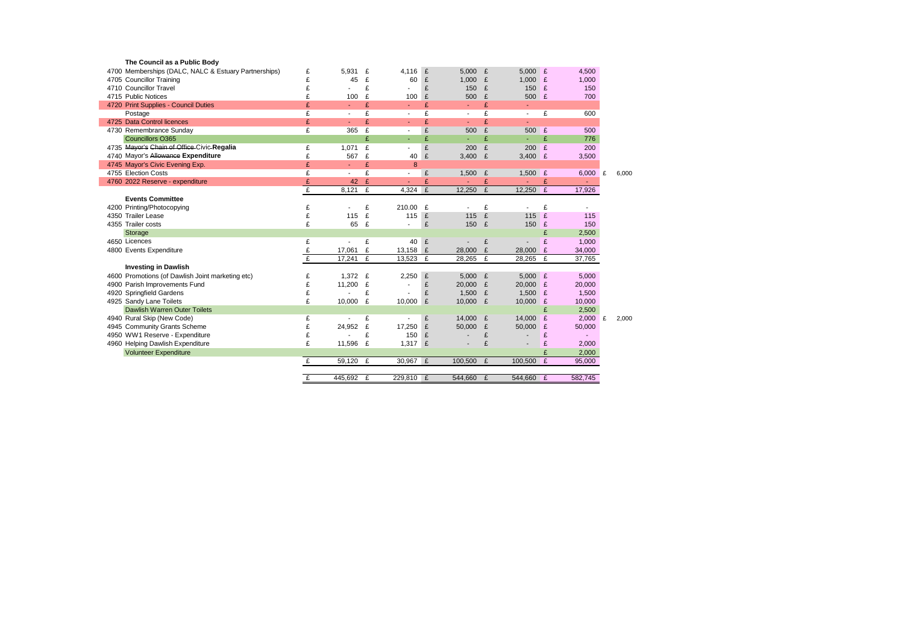| Code | Description | | | | | | | | | | | |
|---|---|---|---|---|---|---|---|---|---|---|---|---|
| | **The Council as a Public Body** | | | | | | | | | | | |
| 4700 | Memberships (DALC, NALC & Estuary Partnerships) | £ | 5,931 | £ | 4,116 | £ | 5,000 | £ | 5,000 | £ | 4,500 | |
| 4705 | Councillor Training | £ | 45 | £ | 60 | £ | 1,000 | £ | 1,000 | £ | 1,000 | |
| 4710 | Councillor Travel | £ | - | £ | - | £ | 150 | £ | 150 | £ | 150 | |
| 4715 | Public Notices | £ | 100 | £ | 100 | £ | 500 | £ | 500 | £ | 700 | |
| 4720 | Print Supplies - Council Duties | £ | - | £ | - | £ | - | £ | - | | | |
| | Postage | £ | - | £ | - | £ | - | £ | - | £ | 600 | |
| 4725 | Data Control licences | £ | - | £ | - | £ | - | £ | - | | | |
| 4730 | Remembrance Sunday | £ | 365 | £ | - | £ | 500 | £ | 500 | £ | 500 | |
| | Councillors O365 | | | £ | - | £ | - | £ | - | £ | 776 | |
| 4735 | ~~Mayor's Chain of Office~~ Civic **Regalia** | £ | 1,071 | £ | - | £ | 200 | £ | 200 | £ | 200 | |
| 4740 | Mayor's ~~Allowance~~ **Expenditure** | £ | 567 | £ | 40 | £ | 3,400 | £ | 3,400 | £ | 3,500 | |
| 4745 | Mayor's Civic Evening Exp. | £ | - | £ | 8 | | | | | | | |
| 4755 | Election Costs | £ | - | £ | - | £ | 1,500 | £ | 1,500 | £ | 6,000 | £ 6,000 |
| 4760 | 2022 Reserve - expenditure | £ | 42 | £ | - | £ | - | £ | - | £ | - | |
| | | £ | 8,121 | £ | 4,324 | £ | 12,250 | £ | 12,250 | £ | 17,926 | |
| | **Events Committee** | | | | | | | | | | | |
| 4200 | Printing/Photocopying | £ | - | £ | 210.00 | £ | - | £ | - | £ | - | |
| 4350 | Trailer Lease | £ | 115 | £ | 115 | £ | 115 | £ | 115 | £ | 115 | |
| 4355 | Trailer costs | £ | 65 | £ | - | £ | 150 | £ | 150 | £ | 150 | |
| | Storage | | | | | | | | | £ | 2,500 | |
| 4650 | Licences | £ | - | £ | 40 | £ | - | £ | - | £ | 1,000 | |
| 4800 | Events Expenditure | £ | 17,061 | £ | 13,158 | £ | 28,000 | £ | 28,000 | £ | 34,000 | |
| | | £ | 17,241 | £ | 13,523 | £ | 28,265 | £ | 28,265 | £ | 37,765 | |
| | **Investing in Dawlish** | | | | | | | | | | | |
| 4600 | Promotions (of Dawlish Joint marketing etc) | £ | 1,372 | £ | 2,250 | £ | 5,000 | £ | 5,000 | £ | 5,000 | |
| 4900 | Parish Improvements Fund | £ | 11,200 | £ | - | £ | 20,000 | £ | 20,000 | £ | 20,000 | |
| 4920 | Springfield Gardens | £ | - | £ | - | £ | 1,500 | £ | 1,500 | £ | 1,500 | |
| 4925 | Sandy Lane Toilets | £ | 10,000 | £ | 10,000 | £ | 10,000 | £ | 10,000 | £ | 10,000 | |
| | Dawlish Warren Outer Toilets | | | | | | | | | £ | 2,500 | |
| 4940 | Rural Skip (New Code) | £ | - | £ | - | £ | 14,000 | £ | 14,000 | £ | 2,000 | £ 2,000 |
| 4945 | Community Grants Scheme | £ | 24,952 | £ | 17,250 | £ | 50,000 | £ | 50,000 | £ | 50,000 | |
| 4950 | WW1 Reserve - Expenditure | £ | - | £ | 150 | £ | - | £ | - | £ | - | |
| 4960 | Helping Dawlish Expenditure | £ | 11,596 | £ | 1,317 | £ | - | £ | - | £ | 2,000 | |
| | Volunteer Expenditure | | | | | | | | | £ | 2,000 | |
| | | £ | 59,120 | £ | 30,967 | £ | 100,500 | £ | 100,500 | £ | 95,000 | |
| | | £ | 445,692 | £ | 229,810 | £ | 544,660 | £ | 544,660 | £ | 582,745 | |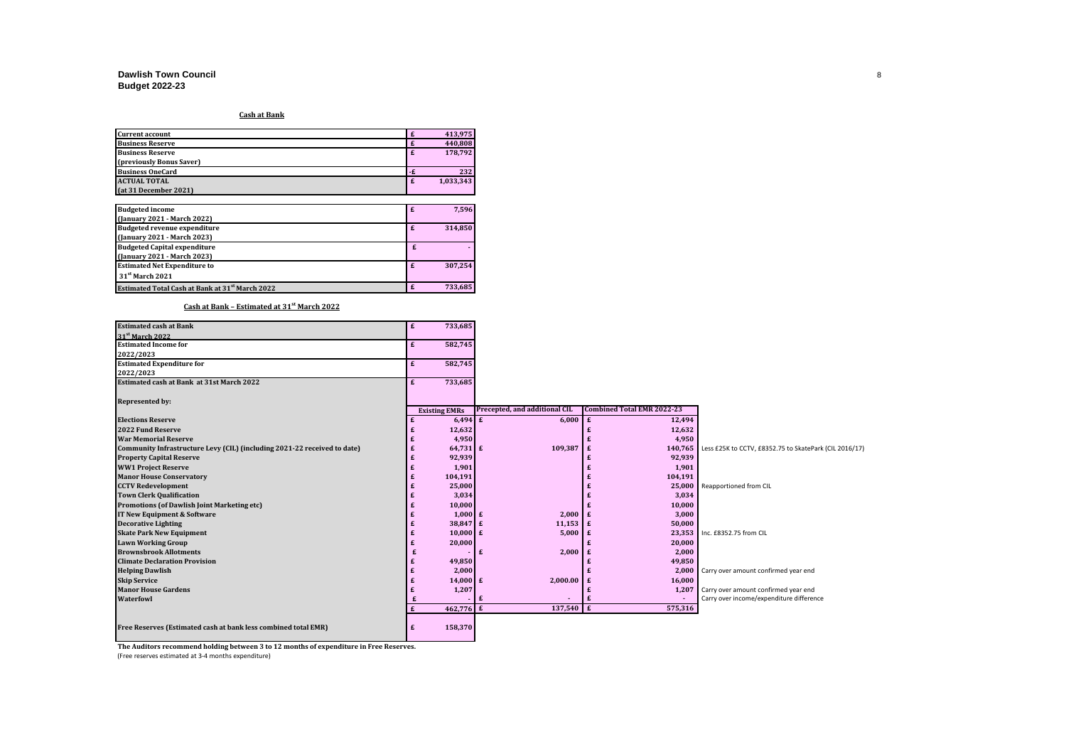**Dawlish Town Council**
**Budget 2022-23**

**Cash at Bank**

| | |
|---|---|
| **Current account** | £ 413,975 |
| **Business Reserve** | £ 440,808 |
| **Business Reserve (previously Bonus Saver)** | £ 178,792 |
| **Business OneCard** | -£ 232 |
| **ACTUAL TOTAL (at 31 December 2021)** | £ 1,033,343 |

| | |
|---|---|
| **Budgeted income (January 2021 - March 2022)** | £ 7,596 |
| **Budgeted revenue expenditure (January 2021 - March 2023)** | £ 314,850 |
| **Budgeted Capital expenditure (January 2021 - March 2023)** | £ - |
| **Estimated Net Expenditure to 31[st] March 2021** | £ 307,254 |
| **Estimated Total Cash at Bank at 31[st] March 2022** | £ 733,685 |

**Cash at Bank – Estimated at 31[st] March 2022**

| | | | | |
|---|---|---|---|---|
| **Estimated cash at Bank 31[st] March 2022** | £ 733,685 | | | |
| **Estimated Income for 2022/2023** | £ 582,745 | | | |
| **Estimated Expenditure for 2022/2023** | £ 582,745 | | | |
| **Estimated cash at Bank at 31st March 2022** | £ 733,685 | | | |
| **Represented by:** | | | | |
| | **Existing EMRs** | **Precepted, and additional CIL** | **Combined Total EMR 2022-23** | |
| **Elections Reserve** | £ 6,494 | £ 6,000 | £ 12,494 | |
| **2022 Fund Reserve** | £ 12,632 | | £ 12,632 | |
| **War Memorial Reserve** | £ 4,950 | | £ 4,950 | |
| **Community Infrastructure Levy (CIL) (including 2021-22 received to date)** | £ 64,731 | £ 109,387 | £ 140,765 | Less £25K to CCTV, £8352.75 to SkatePark (CIL 2016/17) |
| **Property Capital Reserve** | £ 92,939 | | £ 92,939 | |
| **WW1 Project Reserve** | £ 1,901 | | £ 1,901 | |
| **Manor House Conservatory** | £ 104,191 | | £ 104,191 | |
| **CCTV Redevelopment** | £ 25,000 | | £ 25,000 | Reapportioned from CIL |
| **Town Clerk Qualification** | £ 3,034 | | £ 3,034 | |
| **Promotions (of Dawlish Joint Marketing etc)** | £ 10,000 | | £ 10,000 | |
| **IT New Equipment & Software** | £ 1,000 | £ 2,000 | £ 3,000 | |
| **Decorative Lighting** | £ 38,847 | £ 11,153 | £ 50,000 | |
| **Skate Park New Equipment** | £ 10,000 | £ 5,000 | £ 23,353 | Inc. £8352.75 from CIL |
| **Lawn Working Group** | £ 20,000 | | £ 20,000 | |
| **Brownsbrook Allotments** | £ - | £ 2,000 | £ 2,000 | |
| **Climate Declaration Provision** | £ 49,850 | | £ 49,850 | |
| **Helping Dawlish** | £ 2,000 | | £ 2,000 | Carry over amount confirmed year end |
| **Skip Service** | £ 14,000 | £ 2,000.00 | £ 16,000 | |
| **Manor House Gardens** | £ 1,207 | | £ 1,207 | Carry over amount confirmed year end |
| **Waterfowl** | £ - | £ - | £ - | Carry over income/expenditure difference |
| | £ 462,776 | £ 137,540 | £ 575,316 | |
| **Free Reserves (Estimated cash at bank less combined total EMR)** | £ 158,370 | | | |

**The Auditors recommend holding between 3 to 12 months of expenditure in Free Reserves.**
(Free reserves estimated at 3-4 months expenditure)